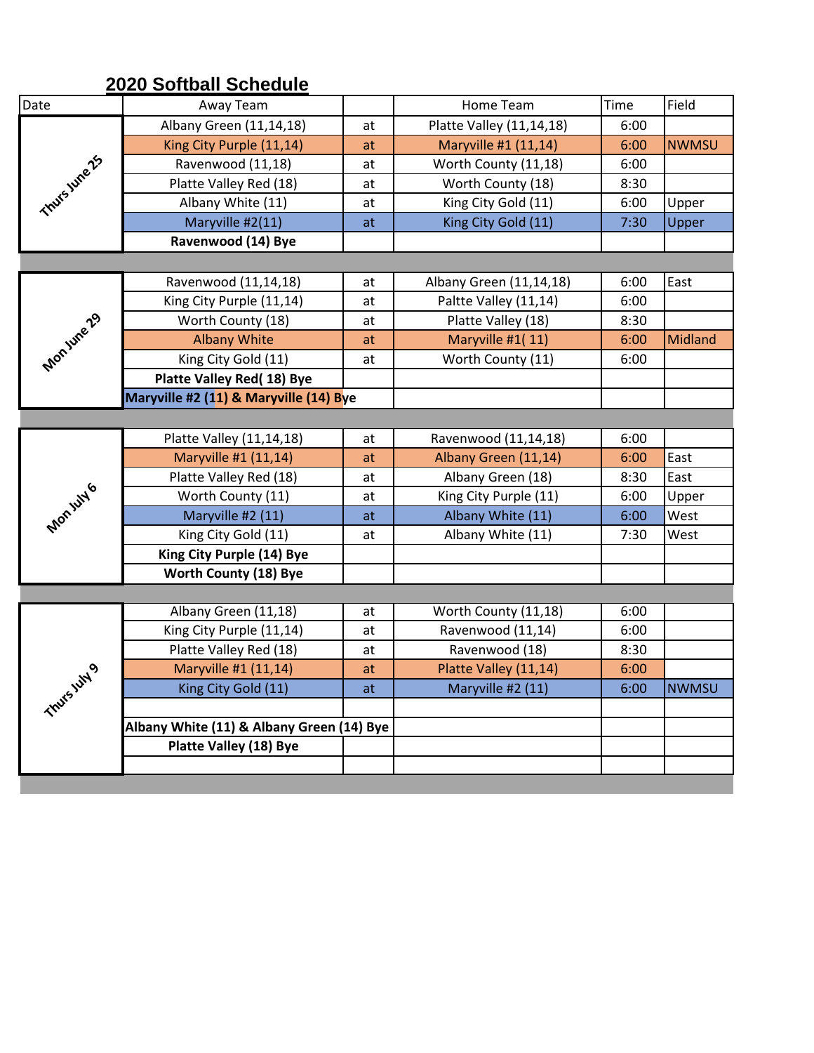## 2020 Softball Schedule

| Date | Away Team | | Home Team | Time | Field |
|---|---|---|---|---|---|
| Thurs June 25 | Albany Green (11,14,18) | at | Platte Valley (11,14,18) | 6:00 | |
| | King City Purple (11,14) | at | Maryville #1 (11,14) | 6:00 | NWMSU |
| | Ravenwood (11,18) | at | Worth County (11,18) | 6:00 | |
| | Platte Valley Red (18) | at | Worth County (18) | 8:30 | |
| | Albany White (11) | at | King City Gold (11) | 6:00 | Upper |
| | Maryville #2(11) | at | King City Gold (11) | 7:30 | Upper |
| | **Ravenwood (14) Bye** | | | | |
| Mon June 29 | Ravenwood (11,14,18) | at | Albany Green (11,14,18) | 6:00 | East |
| | King City Purple (11,14) | at | Paltte Valley (11,14) | 6:00 | |
| | Worth County (18) | at | Platte Valley (18) | 8:30 | |
| | Albany White | at | Maryville #1( 11) | 6:00 | Midland |
| | King City Gold (11) | at | Worth County (11) | 6:00 | |
| | **Platte Valley Red( 18) Bye** | | | | |
| | **Maryville #2 (11) & Maryville (14) Bye** | | | | |
| Mon July 6 | Platte Valley (11,14,18) | at | Ravenwood (11,14,18) | 6:00 | |
| | Maryville #1 (11,14) | at | Albany Green (11,14) | 6:00 | East |
| | Platte Valley Red (18) | at | Albany Green (18) | 8:30 | East |
| | Worth County (11) | at | King City Purple (11) | 6:00 | Upper |
| | Maryville #2 (11) | at | Albany White (11) | 6:00 | West |
| | King City Gold (11) | at | Albany White (11) | 7:30 | West |
| | **King City Purple (14) Bye** | | | | |
| | **Worth County (18) Bye** | | | | |
| Thurs July 9 | Albany Green (11,18) | at | Worth County (11,18) | 6:00 | |
| | King City Purple (11,14) | at | Ravenwood (11,14) | 6:00 | |
| | Platte Valley Red (18) | at | Ravenwood (18) | 8:30 | |
| | Maryville #1 (11,14) | at | Platte Valley (11,14) | 6:00 | |
| | King City Gold (11) | at | Maryville #2 (11) | 6:00 | NWMSU |
| | | | | | |
| | **Albany White (11) & Albany Green (14) Bye** | | | | |
| | **Platte Valley (18) Bye** | | | | |
| | | | | | |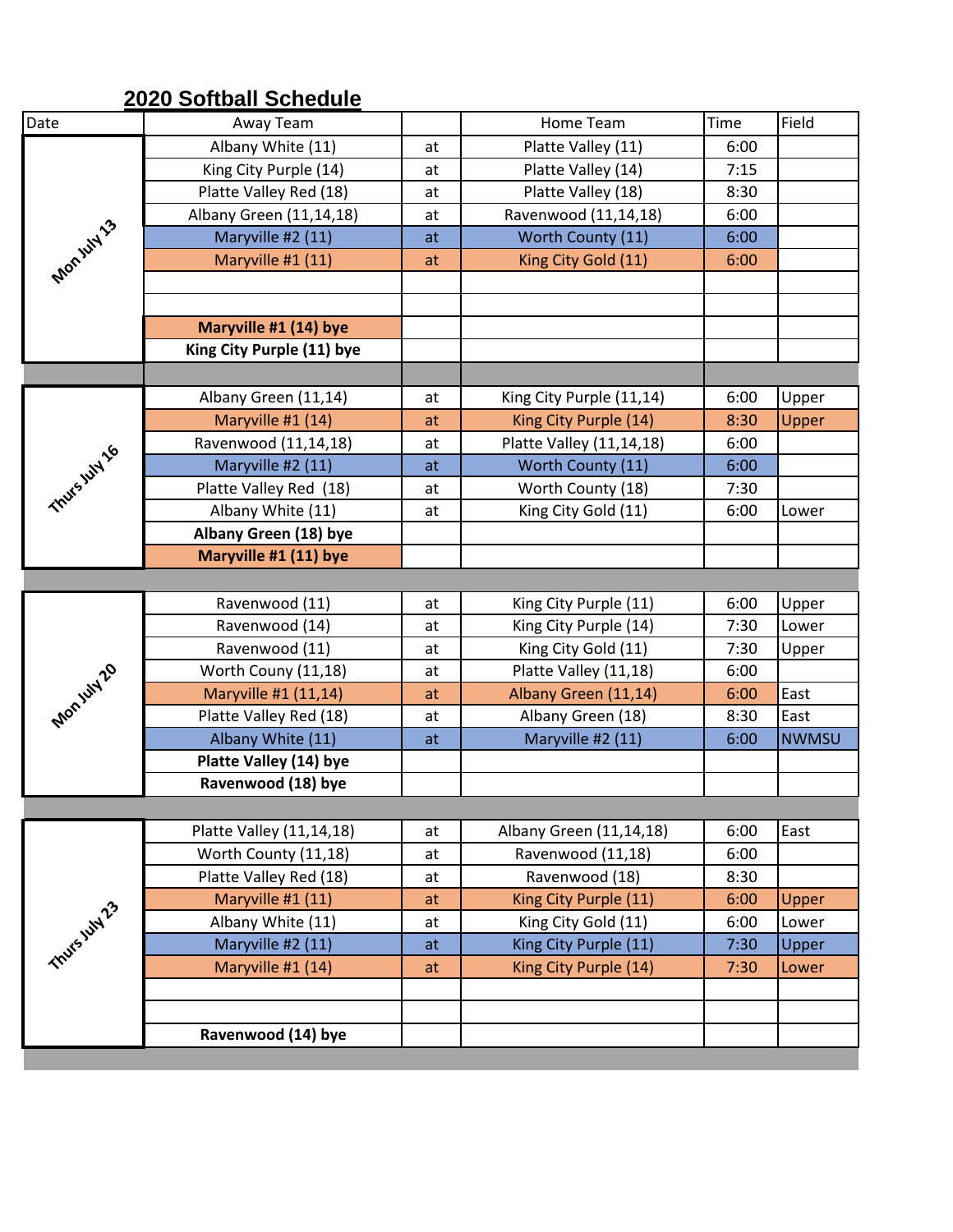## 2020 Softball Schedule

| Date | Away Team | | Home Team | Time | Field |
|---|---|---|---|---|---|
| Mon July 13 | Albany White (11) | at | Platte Valley (11) | 6:00 | |
| | King City Purple (14) | at | Platte Valley (14) | 7:15 | |
| | Platte Valley Red (18) | at | Platte Valley (18) | 8:30 | |
| | Albany Green (11,14,18) | at | Ravenwood (11,14,18) | 6:00 | |
| | Maryville #2 (11) | at | Worth County (11) | 6:00 | |
| | Maryville #1 (11) | at | King City Gold (11) | 6:00 | |
| | | | | | |
| | | | | | |
| | **Maryville #1 (14) bye** | | | | |
| | **King City Purple (11) bye** | | | | |
| | | | | | |
| Thurs July 16 | Albany Green (11,14) | at | King City Purple (11,14) | 6:00 | Upper |
| | Maryville #1 (14) | at | King City Purple (14) | 8:30 | Upper |
| | Ravenwood (11,14,18) | at | Platte Valley (11,14,18) | 6:00 | |
| | Maryville #2 (11) | at | Worth County (11) | 6:00 | |
| | Platte Valley Red (18) | at | Worth County (18) | 7:30 | |
| | Albany White (11) | at | King City Gold (11) | 6:00 | Lower |
| | **Albany Green (18) bye** | | | | |
| | **Maryville #1 (11) bye** | | | | |
| | | | | | |
| Mon July 20 | Ravenwood (11) | at | King City Purple (11) | 6:00 | Upper |
| | Ravenwood (14) | at | King City Purple (14) | 7:30 | Lower |
| | Ravenwood (11) | at | King City Gold (11) | 7:30 | Upper |
| | Worth Couny (11,18) | at | Platte Valley (11,18) | 6:00 | |
| | Maryville #1 (11,14) | at | Albany Green (11,14) | 6:00 | East |
| | Platte Valley Red (18) | at | Albany Green (18) | 8:30 | East |
| | Albany White (11) | at | Maryville #2 (11) | 6:00 | NWMSU |
| | **Platte Valley (14) bye** | | | | |
| | **Ravenwood (18) bye** | | | | |
| | | | | | |
| Thurs July 23 | Platte Valley (11,14,18) | at | Albany Green (11,14,18) | 6:00 | East |
| | Worth County (11,18) | at | Ravenwood (11,18) | 6:00 | |
| | Platte Valley Red (18) | at | Ravenwood (18) | 8:30 | |
| | Maryville #1 (11) | at | King City Purple (11) | 6:00 | Upper |
| | Albany White (11) | at | King City Gold (11) | 6:00 | Lower |
| | Maryville #2 (11) | at | King City Purple (11) | 7:30 | Upper |
| | Maryville #1 (14) | at | King City Purple (14) | 7:30 | Lower |
| | | | | | |
| | | | | | |
| | **Ravenwood (14) bye** | | | | |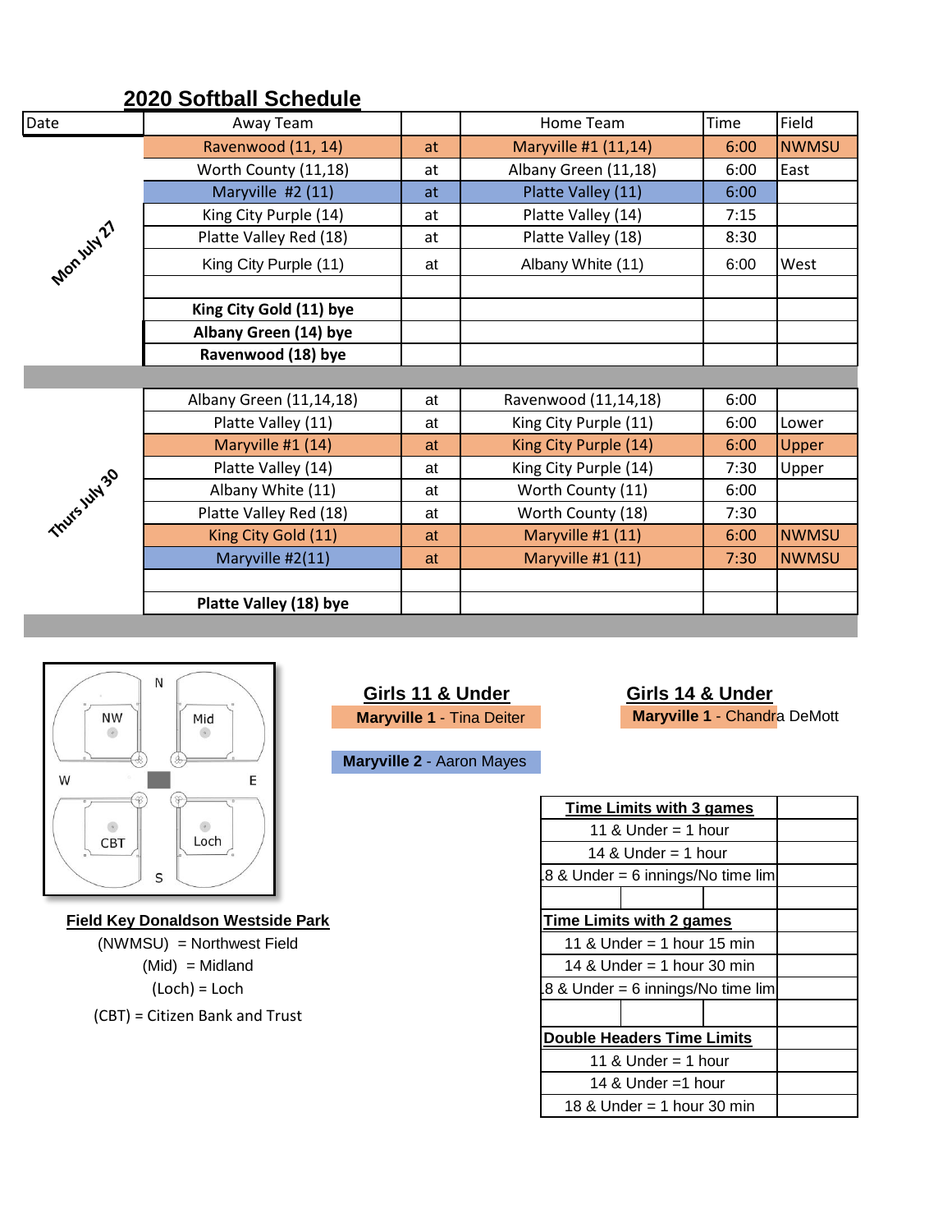## 2020 Softball Schedule

| Date | Away Team | | Home Team | Time | Field |
|---|---|---|---|---|---|
| Mon July 27 | Ravenwood (11, 14) | at | Maryville #1 (11,14) | 6:00 | NWMSU |
| | Worth County (11,18) | at | Albany Green (11,18) | 6:00 | East |
| | Maryville #2 (11) | at | Platte Valley (11) | 6:00 | |
| | King City Purple (14) | at | Platte Valley (14) | 7:15 | |
| | Platte Valley Red (18) | at | Platte Valley (18) | 8:30 | |
| | King City Purple (11) | at | Albany White (11) | 6:00 | West |
| | | | | | |
| | **King City Gold (11) bye** | | | | |
| | **Albany Green (14) bye** | | | | |
| | **Ravenwood (18) bye** | | | | |
| | | | | | |
| Thurs July 30 | Albany Green (11,14,18) | at | Ravenwood (11,14,18) | 6:00 | |
| | Platte Valley (11) | at | King City Purple (11) | 6:00 | Lower |
| | Maryville #1 (14) | at | King City Purple (14) | 6:00 | Upper |
| | Platte Valley (14) | at | King City Purple (14) | 7:30 | Upper |
| | Albany White (11) | at | Worth County (11) | 6:00 | |
| | Platte Valley Red (18) | at | Worth County (18) | 7:30 | |
| | King City Gold (11) | at | Maryville #1 (11) | 6:00 | NWMSU |
| | Maryville #2(11) | at | Maryville #1 (11) | 7:30 | NWMSU |
| | | | | | |
| | **Platte Valley (18) bye** | | | | |

N

NW Mid

W E

CBT Loch

S

**Field Key Donaldson Westside Park**

(NWMSU) = Northwest Field

(Mid) = Midland

(Loch) = Loch

(CBT) = Citizen Bank and Trust

**Girls 11 & Under**

**Maryville 1** - Tina Deiter

**Maryville 2** - Aaron Mayes

**Girls 14 & Under**

**Maryville 1** - Chandra DeMott

| | |
|---|---|
| **Time Limits with 3 games** | |
| 11 & Under = 1 hour | |
| 14 & Under = 1 hour | |
| 18 & Under = 6 innings/No time lim | |
| | |
| **Time Limits with 2 games** | |
| 11 & Under = 1 hour 15 min | |
| 14 & Under = 1 hour 30 min | |
| 18 & Under = 6 innings/No time lim | |
| | |
| **Double Headers Time Limits** | |
| 11 & Under = 1 hour | |
| 14 & Under =1 hour | |
| 18 & Under = 1 hour 30 min | |